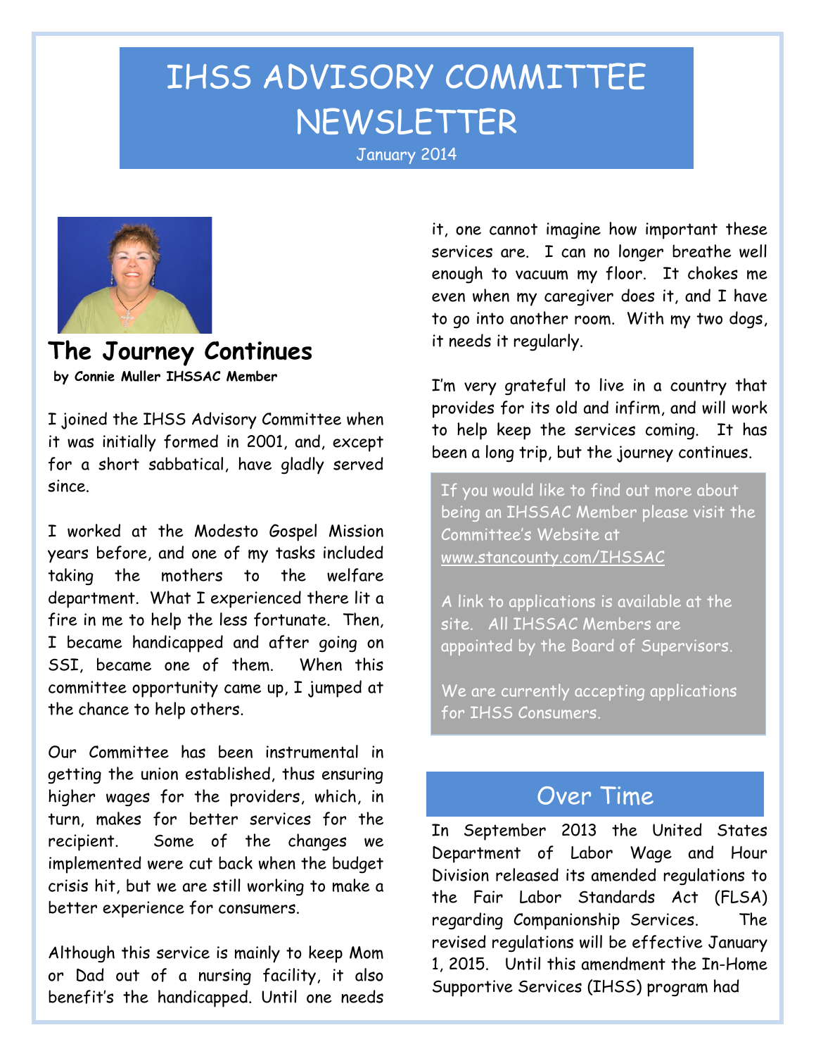# IHSS ADVISORY COMMITTEE NEWSLETTER

January 2014

## The Journey Continues

**by Connie Muller IHSSAC Member**

I joined the IHSS Advisory Committee when it was initially formed in 2001, and, except for a short sabbatical, have gladly served since.

I worked at the Modesto Gospel Mission years before, and one of my tasks included taking the mothers to the welfare department. What I experienced there lit a fire in me to help the less fortunate. Then, I became handicapped and after going on SSI, became one of them. When this committee opportunity came up, I jumped at the chance to help others.

Our Committee has been instrumental in getting the union established, thus ensuring higher wages for the providers, which, in turn, makes for better services for the recipient. Some of the changes we implemented were cut back when the budget crisis hit, but we are still working to make a better experience for consumers.

Although this service is mainly to keep Mom or Dad out of a nursing facility, it also benefit's the handicapped. Until one needs it, one cannot imagine how important these services are. I can no longer breathe well enough to vacuum my floor. It chokes me even when my caregiver does it, and I have to go into another room. With my two dogs, it needs it regularly.

I'm very grateful to live in a country that provides for its old and infirm, and will work to help keep the services coming. It has been a long trip, but the journey continues.

If you would like to find out more about being an IHSSAC Member please visit the Committee's Website at www.stancounty.com/IHSSAC

A link to applications is available at the site. All IHSSAC Members are appointed by the Board of Supervisors.

We are currently accepting applications for IHSS Consumers.

## Over Time

In September 2013 the United States Department of Labor Wage and Hour Division released its amended regulations to the Fair Labor Standards Act (FLSA) regarding Companionship Services. The revised regulations will be effective January 1, 2015. Until this amendment the In-Home Supportive Services (IHSS) program had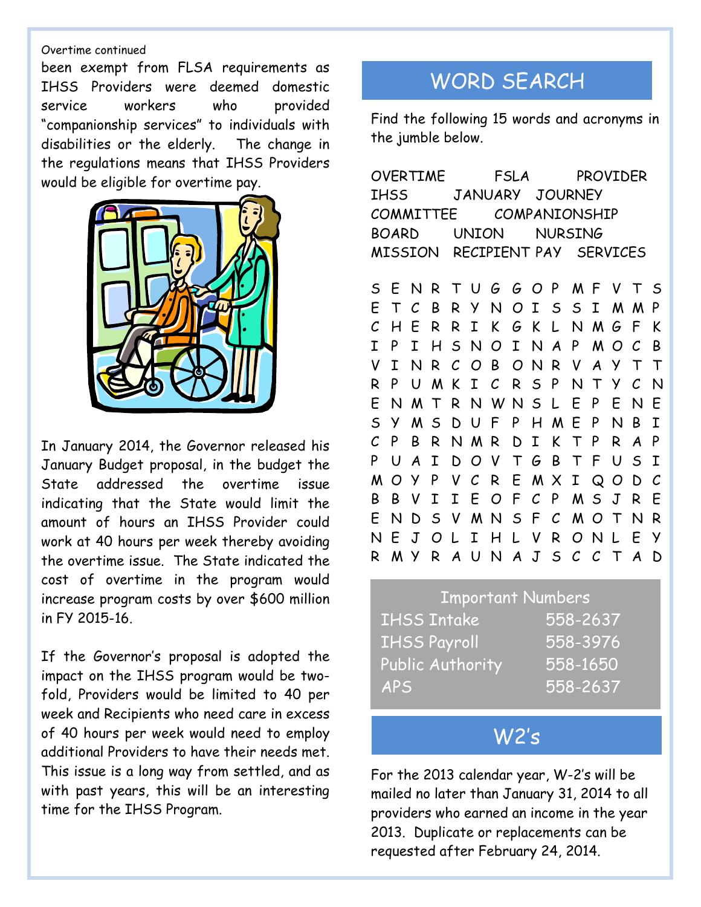Overtime continued

been exempt from FLSA requirements as IHSS Providers were deemed domestic service workers who provided "companionship services" to individuals with disabilities or the elderly. The change in the regulations means that IHSS Providers would be eligible for overtime pay.

In January 2014, the Governor released his January Budget proposal, in the budget the State addressed the overtime issue indicating that the State would limit the amount of hours an IHSS Provider could work at 40 hours per week thereby avoiding the overtime issue. The State indicated the cost of overtime in the program would increase program costs by over $600 million in FY 2015-16.

If the Governor's proposal is adopted the impact on the IHSS program would be two-fold, Providers would be limited to 40 per week and Recipients who need care in excess of 40 hours per week would need to employ additional Providers to have their needs met. This issue is a long way from settled, and as with past years, this will be an interesting time for the IHSS Program.

## WORD SEARCH

Find the following 15 words and acronyms in the jumble below.

OVERTIME FSLA PROVIDER
IHSS JANUARY JOURNEY
COMMITTEE COMPANIONSHIP
BOARD UNION NURSING
MISSION RECIPIENT PAY SERVICES

```
S E N R T U G G O P M F V T S
E T C B R Y N O I S S I M M P
C H E R R I K G K L N M G F K
I P I H S N O I N A P M O C B
V I N R C O B O N R V A Y T T
R P U M K I C R S P N T Y C N
E N M T R N W N S L E P E N E
S Y M S D U F P H M E P N B I
C P B R N M R D I K T P R A P
P U A I D O V T G B T F U S I
M O Y P V C R E M X I Q O D C
B B V I I E O F C P M S J R E
E N D S V M N S F C M O T N R
N E J O L I H L V R O N L E Y
R M Y R A U N A J S C C T A D
```

### Important Numbers

| | |
|---|---|
| IHSS Intake | 558-2637 |
| IHSS Payroll | 558-3976 |
| Public Authority | 558-1650 |
| APS | 558-2637 |

## W2's

For the 2013 calendar year, W-2's will be mailed no later than January 31, 2014 to all providers who earned an income in the year 2013. Duplicate or replacements can be requested after February 24, 2014.